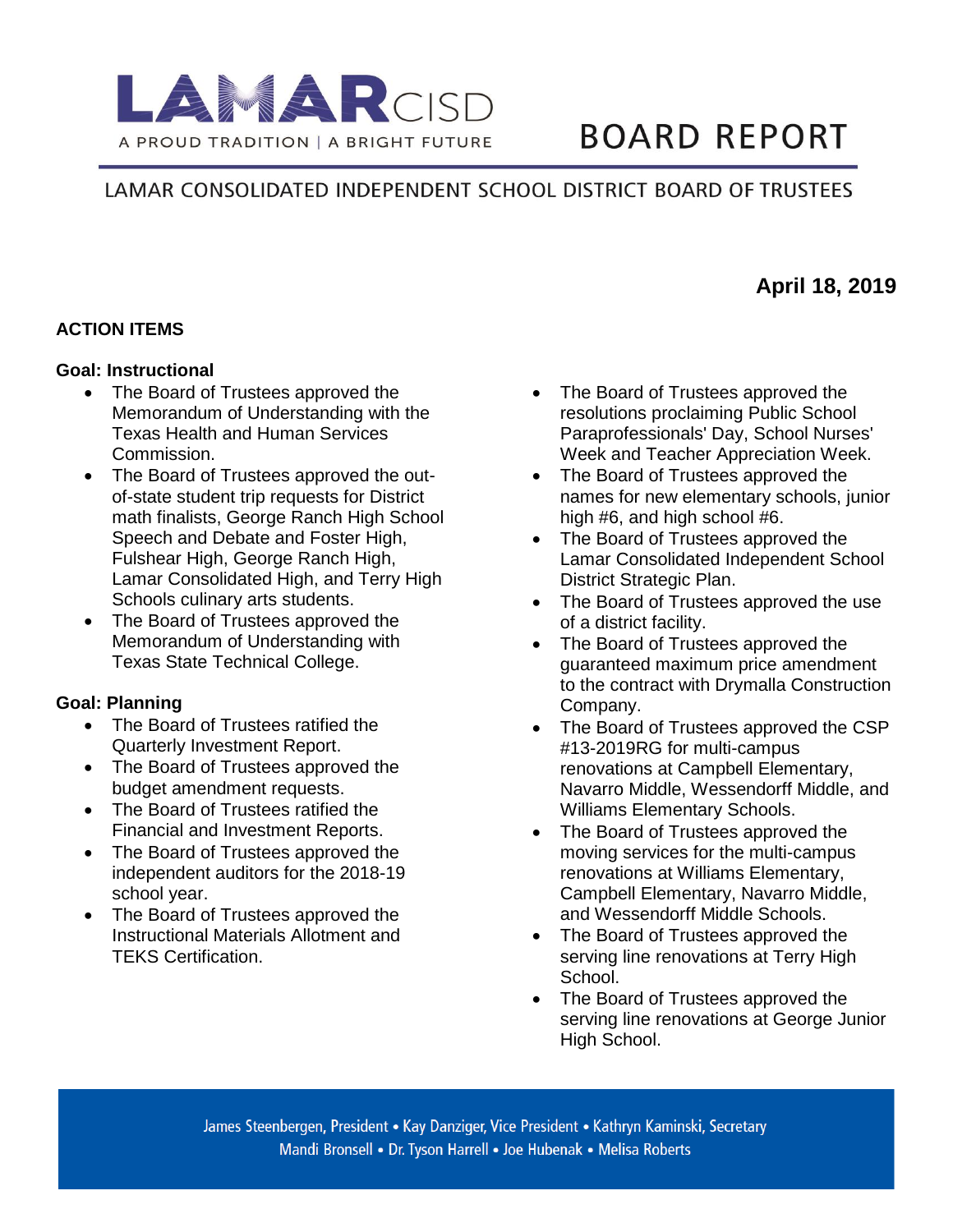LAMAR CISD

A PROUD TRADITION | A BRIGHT FUTURE

# BOARD REPORT

LAMAR CONSOLIDATED INDEPENDENT SCHOOL DISTRICT BOARD OF TRUSTEES

**April 18, 2019**

## ACTION ITEMS

### Goal: Instructional

- The Board of Trustees approved the Memorandum of Understanding with the Texas Health and Human Services Commission.
- The Board of Trustees approved the out-of-state student trip requests for District math finalists, George Ranch High School Speech and Debate and Foster High, Fulshear High, George Ranch High, Lamar Consolidated High, and Terry High Schools culinary arts students.
- The Board of Trustees approved the Memorandum of Understanding with Texas State Technical College.

### Goal: Planning

- The Board of Trustees ratified the Quarterly Investment Report.
- The Board of Trustees approved the budget amendment requests.
- The Board of Trustees ratified the Financial and Investment Reports.
- The Board of Trustees approved the independent auditors for the 2018-19 school year.
- The Board of Trustees approved the Instructional Materials Allotment and TEKS Certification.
- The Board of Trustees approved the resolutions proclaiming Public School Paraprofessionals' Day, School Nurses' Week and Teacher Appreciation Week.
- The Board of Trustees approved the names for new elementary schools, junior high #6, and high school #6.
- The Board of Trustees approved the Lamar Consolidated Independent School District Strategic Plan.
- The Board of Trustees approved the use of a district facility.
- The Board of Trustees approved the guaranteed maximum price amendment to the contract with Drymalla Construction Company.
- The Board of Trustees approved the CSP #13-2019RG for multi-campus renovations at Campbell Elementary, Navarro Middle, Wessendorff Middle, and Williams Elementary Schools.
- The Board of Trustees approved the moving services for the multi-campus renovations at Williams Elementary, Campbell Elementary, Navarro Middle, and Wessendorff Middle Schools.
- The Board of Trustees approved the serving line renovations at Terry High School.
- The Board of Trustees approved the serving line renovations at George Junior High School.

James Steenbergen, President • Kay Danziger, Vice President • Kathryn Kaminski, Secretary
Mandi Bronsell • Dr. Tyson Harrell • Joe Hubenak • Melisa Roberts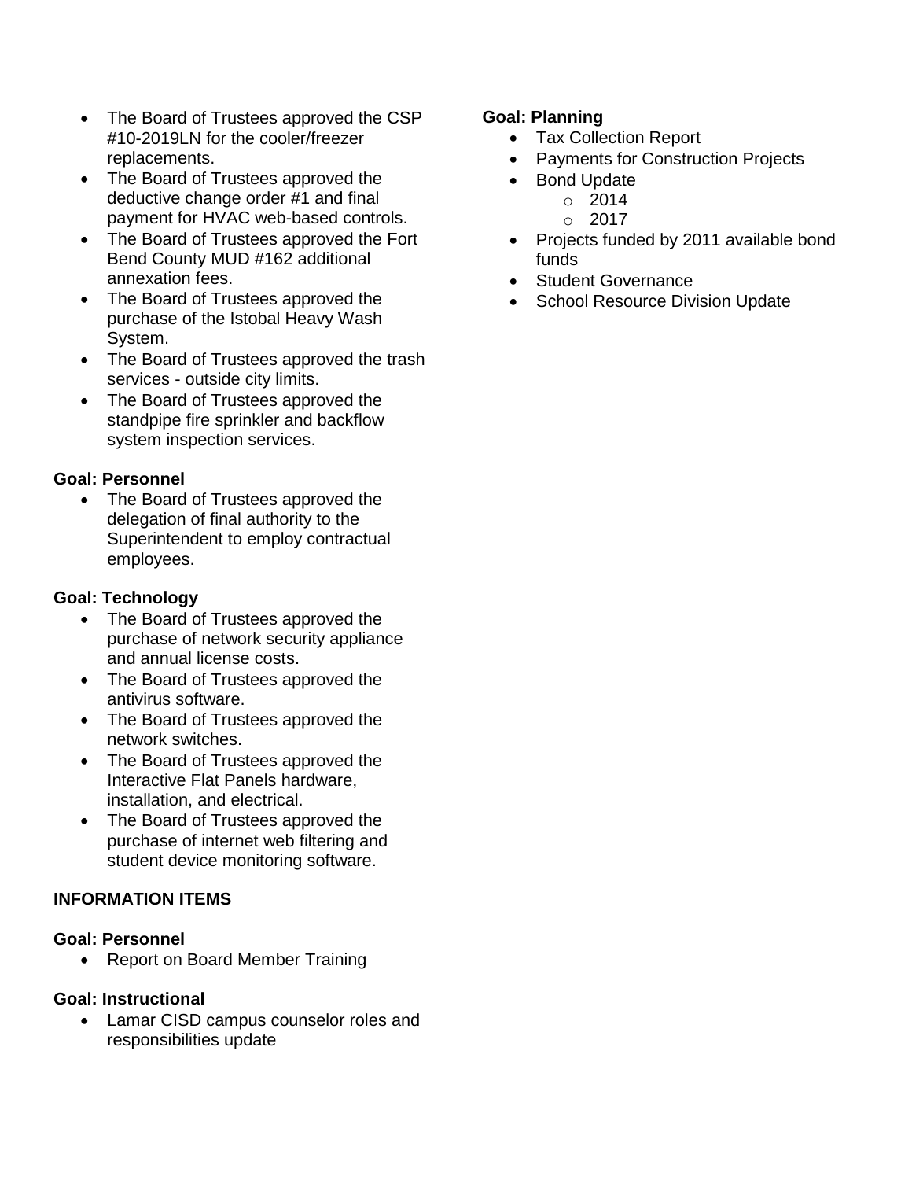- The Board of Trustees approved the CSP #10-2019LN for the cooler/freezer replacements.
- The Board of Trustees approved the deductive change order #1 and final payment for HVAC web-based controls.
- The Board of Trustees approved the Fort Bend County MUD #162 additional annexation fees.
- The Board of Trustees approved the purchase of the Istobal Heavy Wash System.
- The Board of Trustees approved the trash services - outside city limits.
- The Board of Trustees approved the standpipe fire sprinkler and backflow system inspection services.

**Goal: Personnel**

- The Board of Trustees approved the delegation of final authority to the Superintendent to employ contractual employees.

**Goal: Technology**

- The Board of Trustees approved the purchase of network security appliance and annual license costs.
- The Board of Trustees approved the antivirus software.
- The Board of Trustees approved the network switches.
- The Board of Trustees approved the Interactive Flat Panels hardware, installation, and electrical.
- The Board of Trustees approved the purchase of internet web filtering and student device monitoring software.

**INFORMATION ITEMS**

**Goal: Personnel**

- Report on Board Member Training

**Goal: Instructional**

- Lamar CISD campus counselor roles and responsibilities update

**Goal: Planning**

- Tax Collection Report
- Payments for Construction Projects
- Bond Update
    - 2014
    - 2017
- Projects funded by 2011 available bond funds
- Student Governance
- School Resource Division Update